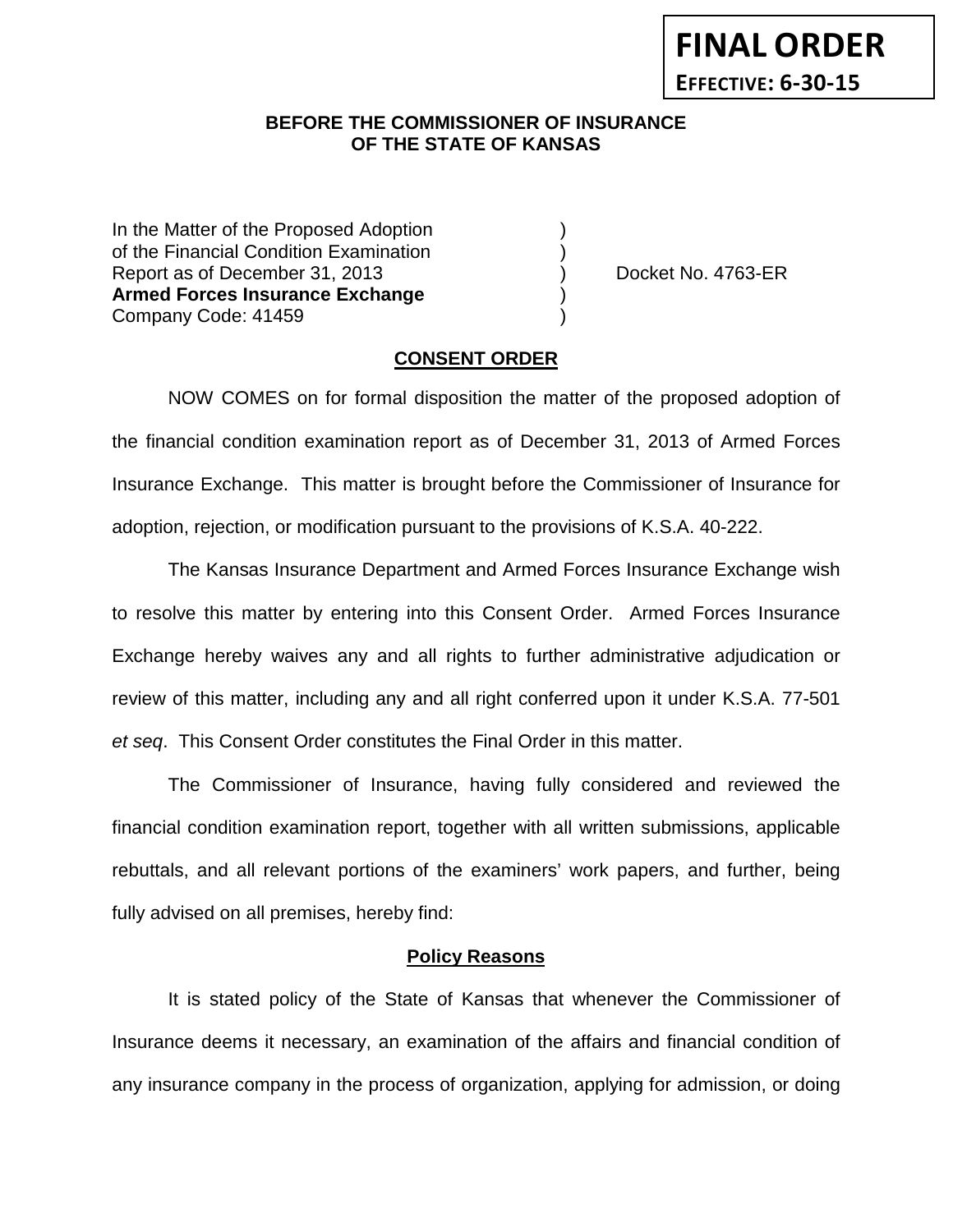**FINAL ORDER**

**EFFECTIVE: 6-30-15**

**BEFORE THE COMMISSIONER OF INSURANCE OF THE STATE OF KANSAS**

| | | |
|---|---|---|
| In the Matter of the Proposed Adoption of the Financial Condition Examination Report as of December 31, 2013 **Armed Forces Insurance Exchange** Company Code: 41459 | ) ) ) ) ) | Docket No. 4763-ER |

## CONSENT ORDER

NOW COMES on for formal disposition the matter of the proposed adoption of the financial condition examination report as of December 31, 2013 of Armed Forces Insurance Exchange. This matter is brought before the Commissioner of Insurance for adoption, rejection, or modification pursuant to the provisions of K.S.A. 40-222.

The Kansas Insurance Department and Armed Forces Insurance Exchange wish to resolve this matter by entering into this Consent Order. Armed Forces Insurance Exchange hereby waives any and all rights to further administrative adjudication or review of this matter, including any and all right conferred upon it under K.S.A. 77-501 *et seq*. This Consent Order constitutes the Final Order in this matter.

The Commissioner of Insurance, having fully considered and reviewed the financial condition examination report, together with all written submissions, applicable rebuttals, and all relevant portions of the examiners' work papers, and further, being fully advised on all premises, hereby find:

**Policy Reasons**

It is stated policy of the State of Kansas that whenever the Commissioner of Insurance deems it necessary, an examination of the affairs and financial condition of any insurance company in the process of organization, applying for admission, or doing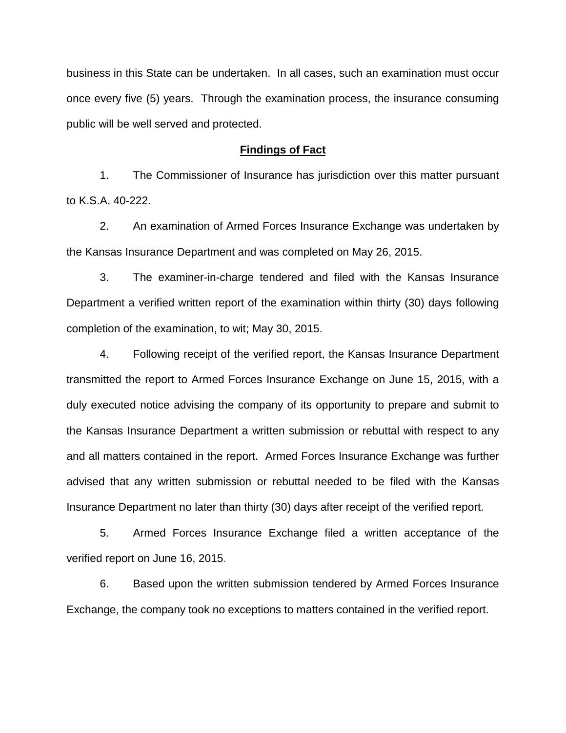business in this State can be undertaken. In all cases, such an examination must occur once every five (5) years. Through the examination process, the insurance consuming public will be well served and protected.

**Findings of Fact**

1. The Commissioner of Insurance has jurisdiction over this matter pursuant to K.S.A. 40-222.

2. An examination of Armed Forces Insurance Exchange was undertaken by the Kansas Insurance Department and was completed on May 26, 2015.

3. The examiner-in-charge tendered and filed with the Kansas Insurance Department a verified written report of the examination within thirty (30) days following completion of the examination, to wit; May 30, 2015.

4. Following receipt of the verified report, the Kansas Insurance Department transmitted the report to Armed Forces Insurance Exchange on June 15, 2015, with a duly executed notice advising the company of its opportunity to prepare and submit to the Kansas Insurance Department a written submission or rebuttal with respect to any and all matters contained in the report. Armed Forces Insurance Exchange was further advised that any written submission or rebuttal needed to be filed with the Kansas Insurance Department no later than thirty (30) days after receipt of the verified report.

5. Armed Forces Insurance Exchange filed a written acceptance of the verified report on June 16, 2015.

6. Based upon the written submission tendered by Armed Forces Insurance Exchange, the company took no exceptions to matters contained in the verified report.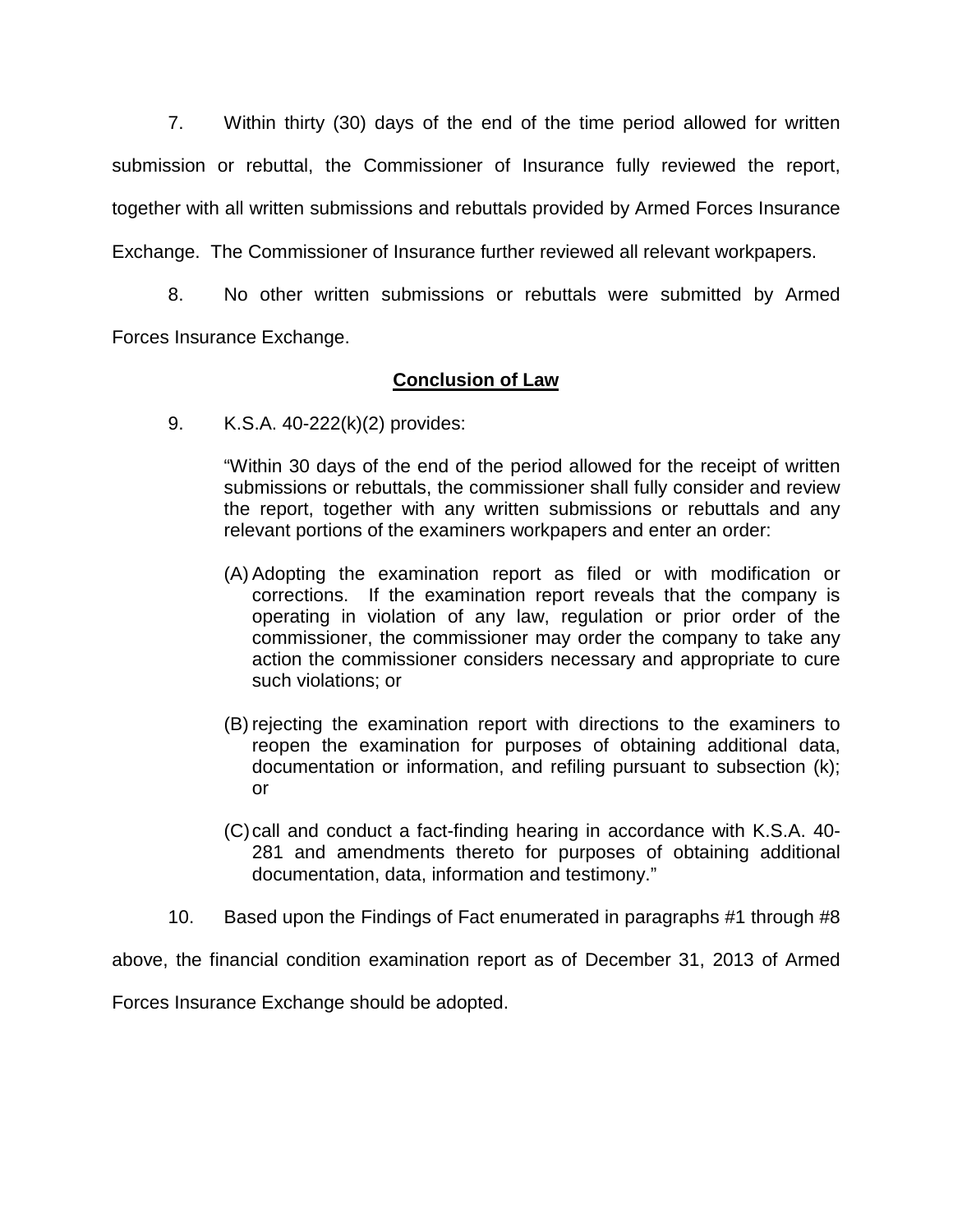7. Within thirty (30) days of the end of the time period allowed for written submission or rebuttal, the Commissioner of Insurance fully reviewed the report, together with all written submissions and rebuttals provided by Armed Forces Insurance Exchange. The Commissioner of Insurance further reviewed all relevant workpapers.

8. No other written submissions or rebuttals were submitted by Armed Forces Insurance Exchange.

## **Conclusion of Law**

9. K.S.A. 40-222(k)(2) provides:

> "Within 30 days of the end of the period allowed for the receipt of written submissions or rebuttals, the commissioner shall fully consider and review the report, together with any written submissions or rebuttals and any relevant portions of the examiners workpapers and enter an order:
>
> (A) Adopting the examination report as filed or with modification or corrections. If the examination report reveals that the company is operating in violation of any law, regulation or prior order of the commissioner, the commissioner may order the company to take any action the commissioner considers necessary and appropriate to cure such violations; or
>
> (B) rejecting the examination report with directions to the examiners to reopen the examination for purposes of obtaining additional data, documentation or information, and refiling pursuant to subsection (k); or
>
> (C) call and conduct a fact-finding hearing in accordance with K.S.A. 40-281 and amendments thereto for purposes of obtaining additional documentation, data, information and testimony."

10. Based upon the Findings of Fact enumerated in paragraphs #1 through #8 above, the financial condition examination report as of December 31, 2013 of Armed Forces Insurance Exchange should be adopted.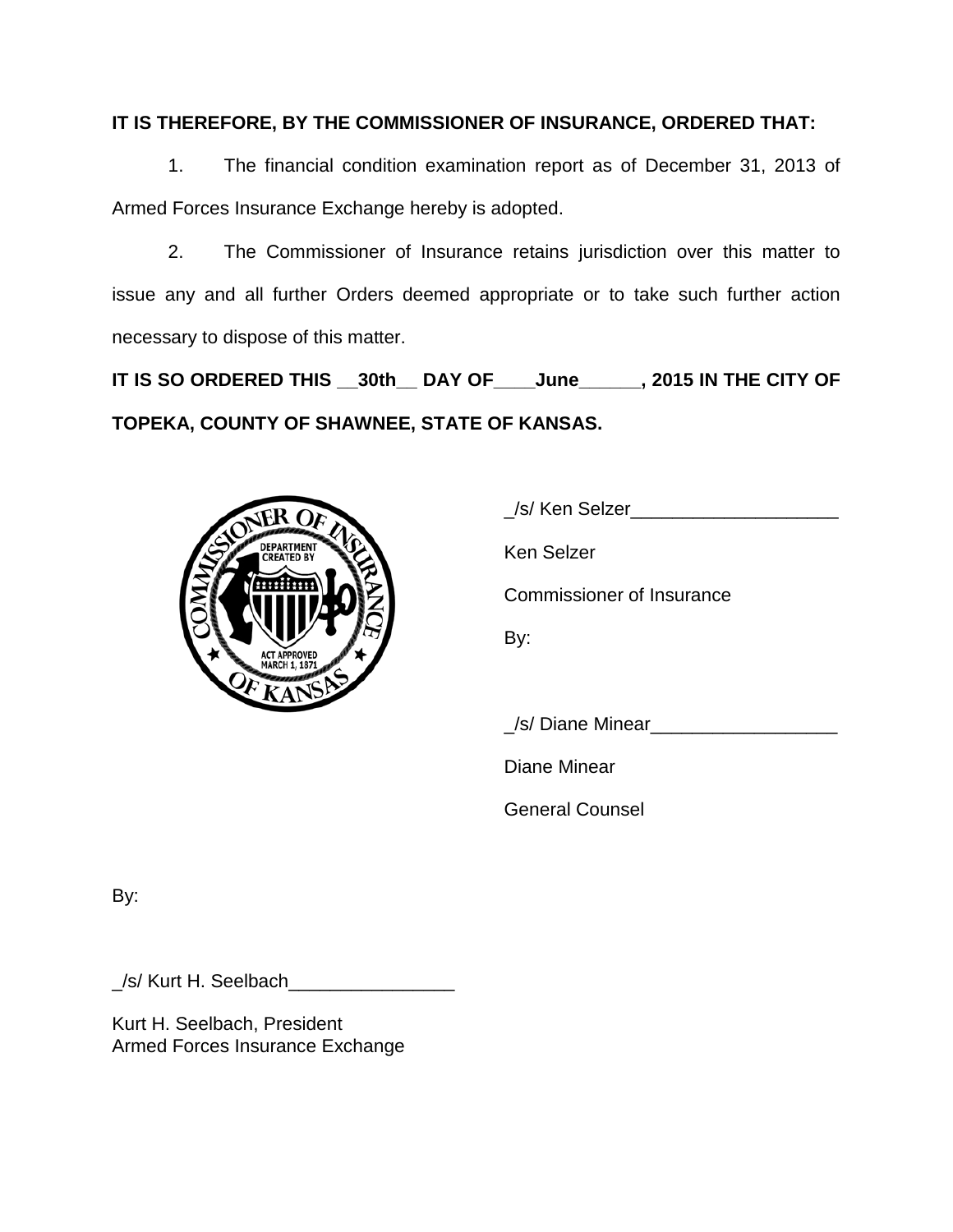**IT IS THEREFORE, BY THE COMMISSIONER OF INSURANCE, ORDERED THAT:**

1. The financial condition examination report as of December 31, 2013 of Armed Forces Insurance Exchange hereby is adopted.

2. The Commissioner of Insurance retains jurisdiction over this matter to issue any and all further Orders deemed appropriate or to take such further action necessary to dispose of this matter.

**IT IS SO ORDERED THIS __30th__ DAY OF____June______, 2015 IN THE CITY OF TOPEKA, COUNTY OF SHAWNEE, STATE OF KANSAS.**

_/s/ Ken Selzer____________________

Ken Selzer

Commissioner of Insurance

By:

_/s/ Diane Minear__________________

Diane Minear

General Counsel

By:

_/s/ Kurt H. Seelbach________________

Kurt H. Seelbach, President
Armed Forces Insurance Exchange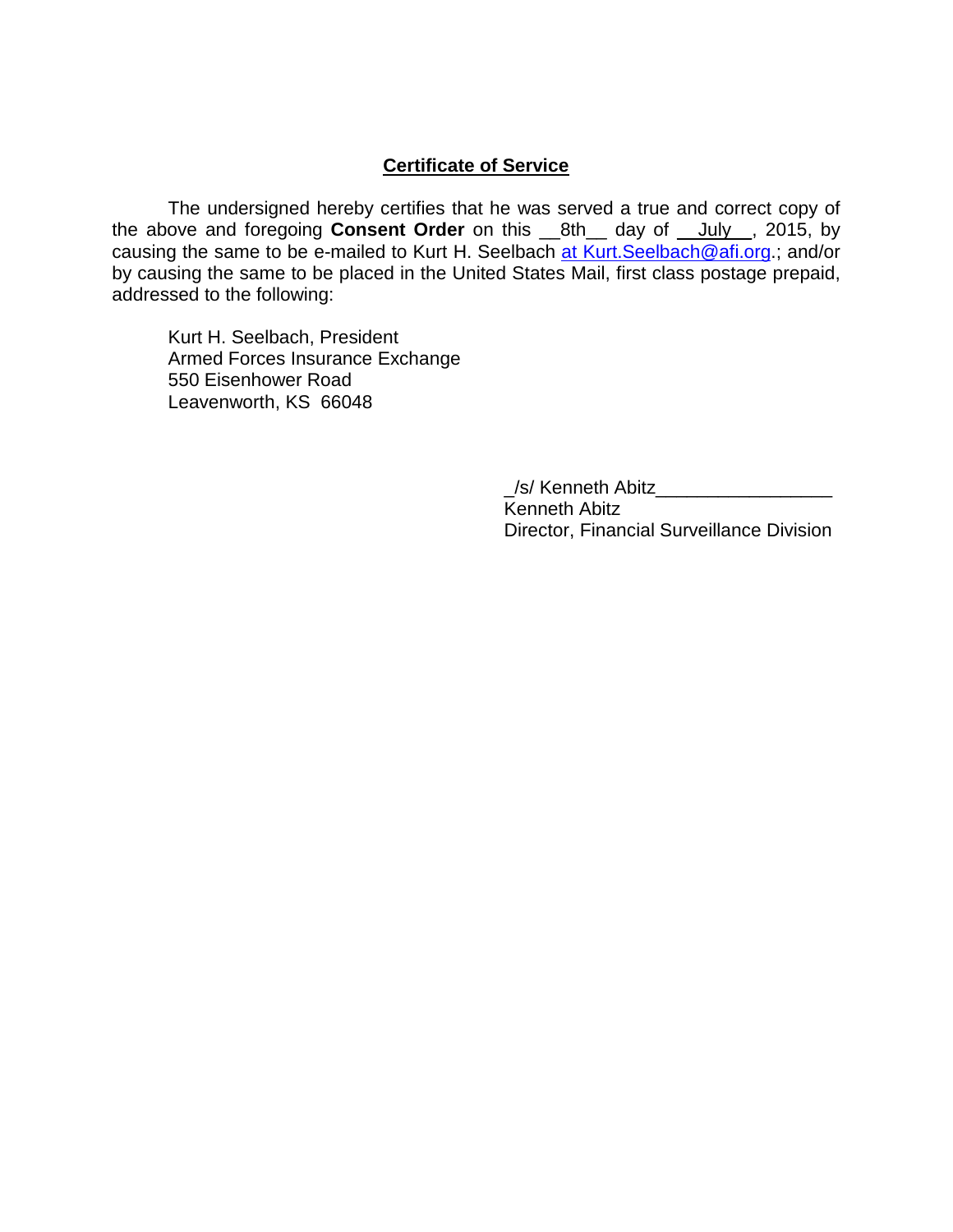## Certificate of Service

The undersigned hereby certifies that he was served a true and correct copy of the above and foregoing **Consent Order** on this __8th__ day of __July__, 2015, by causing the same to be e-mailed to Kurt H. Seelbach at Kurt.Seelbach@afi.org.; and/or by causing the same to be placed in the United States Mail, first class postage prepaid, addressed to the following:

Kurt H. Seelbach, President
Armed Forces Insurance Exchange
550 Eisenhower Road
Leavenworth, KS 66048

_/s/ Kenneth Abitz_________________
Kenneth Abitz
Director, Financial Surveillance Division